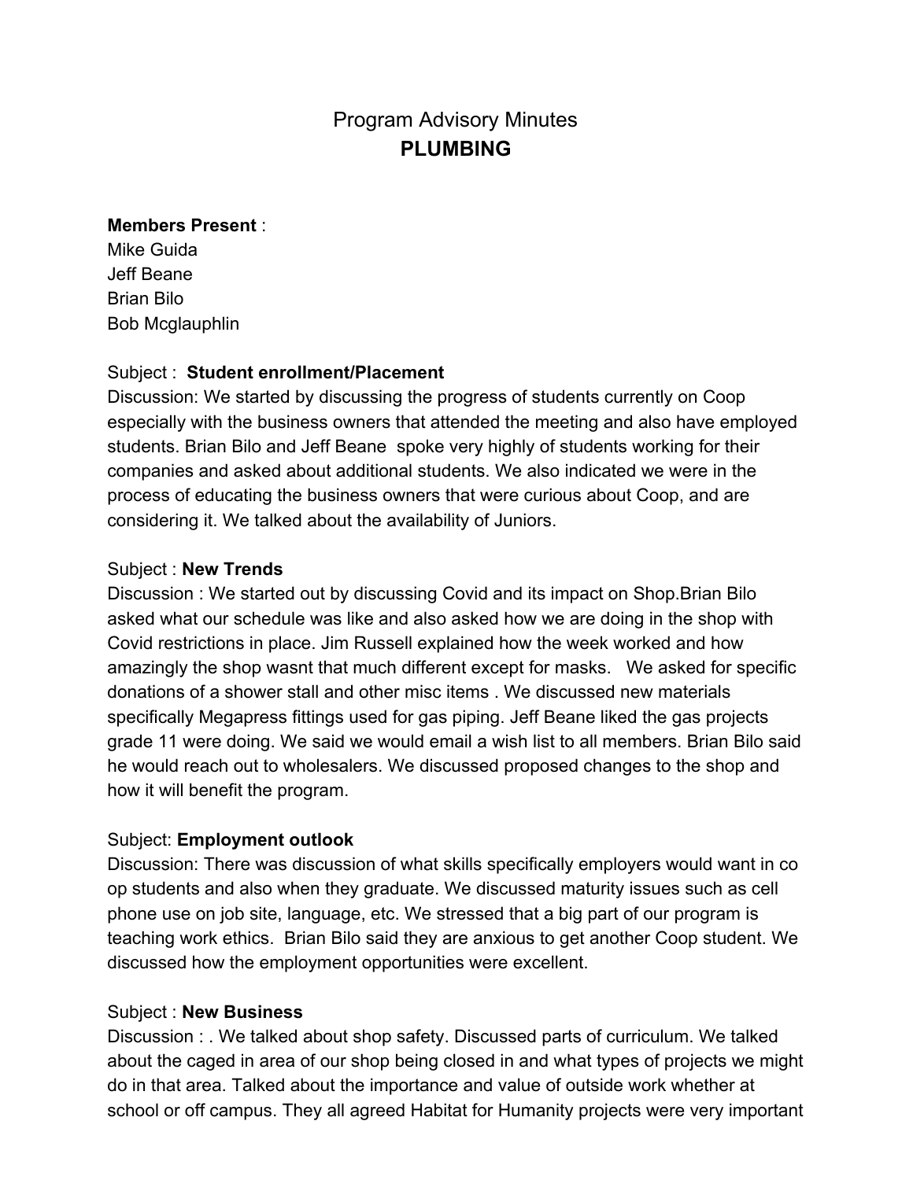# Program Advisory Minutes
## PLUMBING

**Members Present** :
Mike Guida
Jeff Beane
Brian Bilo
Bob Mcglauphlin

Subject : **Student enrollment/Placement**
Discussion: We started by discussing the progress of students currently on Coop especially with the business owners that attended the meeting and also have employed students. Brian Bilo and Jeff Beane spoke very highly of students working for their companies and asked about additional students. We also indicated we were in the process of educating the business owners that were curious about Coop, and are considering it. We talked about the availability of Juniors.

Subject : **New Trends**
Discussion : We started out by discussing Covid and its impact on Shop.Brian Bilo asked what our schedule was like and also asked how we are doing in the shop with Covid restrictions in place. Jim Russell explained how the week worked and how amazingly the shop wasnt that much different except for masks. We asked for specific donations of a shower stall and other misc items . We discussed new materials specifically Megapress fittings used for gas piping. Jeff Beane liked the gas projects grade 11 were doing. We said we would email a wish list to all members. Brian Bilo said he would reach out to wholesalers. We discussed proposed changes to the shop and how it will benefit the program.

Subject: **Employment outlook**
Discussion: There was discussion of what skills specifically employers would want in co op students and also when they graduate. We discussed maturity issues such as cell phone use on job site, language, etc. We stressed that a big part of our program is teaching work ethics. Brian Bilo said they are anxious to get another Coop student. We discussed how the employment opportunities were excellent.

Subject : **New Business**
Discussion : . We talked about shop safety. Discussed parts of curriculum. We talked about the caged in area of our shop being closed in and what types of projects we might do in that area. Talked about the importance and value of outside work whether at school or off campus. They all agreed Habitat for Humanity projects were very important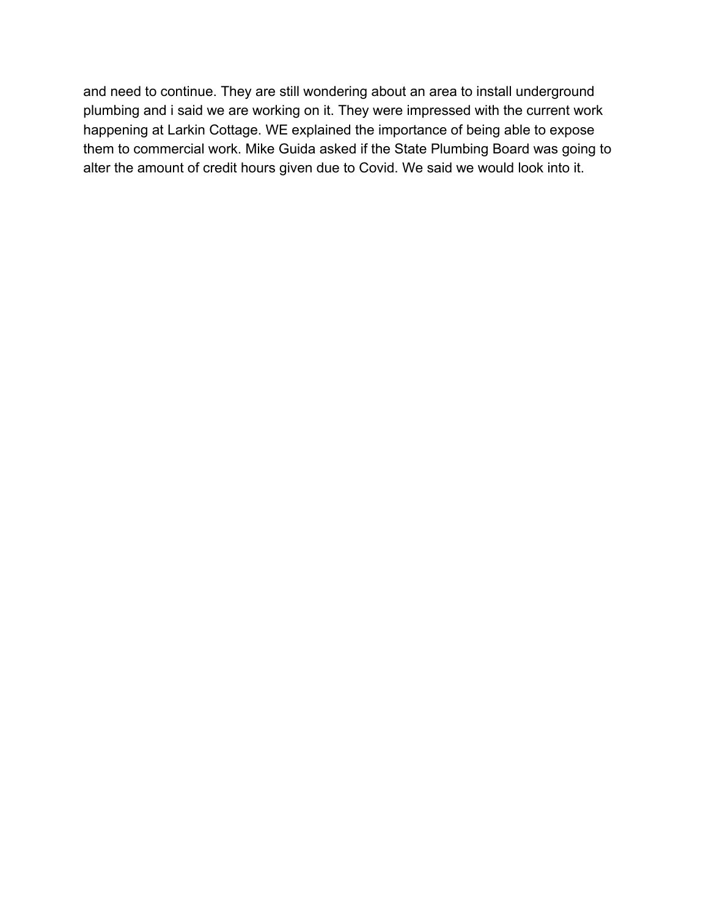and need to continue. They are still wondering about an area to install underground plumbing and i said we are working on it. They were impressed with the current work happening at Larkin Cottage. WE explained the importance of being able to expose them to commercial work. Mike Guida asked if the State Plumbing Board was going to alter the amount of credit hours given due to Covid. We said we would look into it.